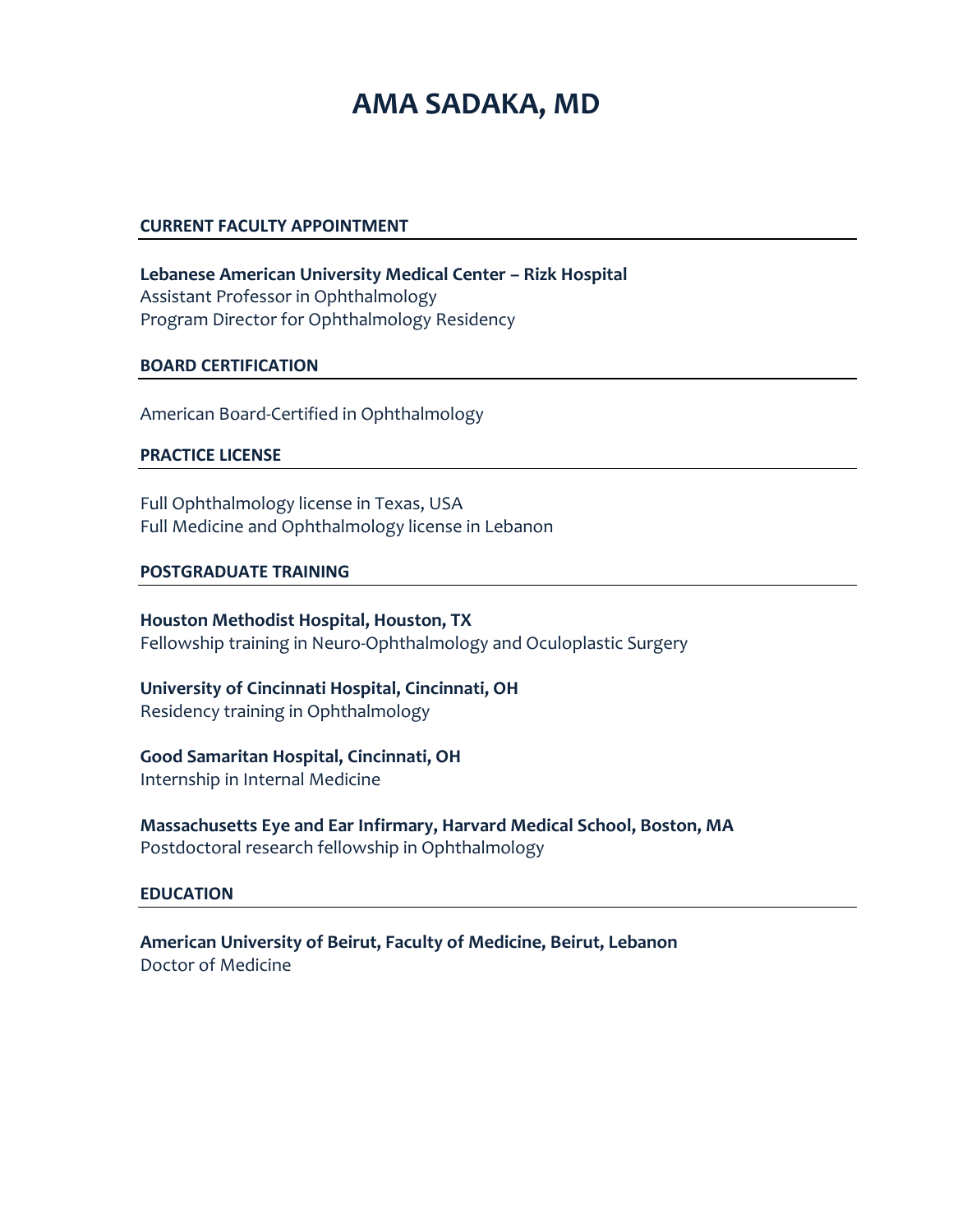# AMA SADAKA, MD

## CURRENT FACULTY APPOINTMENT

**Lebanese American University Medical Center – Rizk Hospital**
Assistant Professor in Ophthalmology
Program Director for Ophthalmology Residency

## BOARD CERTIFICATION

American Board-Certified in Ophthalmology

## PRACTICE LICENSE

Full Ophthalmology license in Texas, USA
Full Medicine and Ophthalmology license in Lebanon

## POSTGRADUATE TRAINING

**Houston Methodist Hospital, Houston, TX**
Fellowship training in Neuro-Ophthalmology and Oculoplastic Surgery

**University of Cincinnati Hospital, Cincinnati, OH**
Residency training in Ophthalmology

**Good Samaritan Hospital, Cincinnati, OH**
Internship in Internal Medicine

**Massachusetts Eye and Ear Infirmary, Harvard Medical School, Boston, MA**
Postdoctoral research fellowship in Ophthalmology

## EDUCATION

**American University of Beirut, Faculty of Medicine, Beirut, Lebanon**
Doctor of Medicine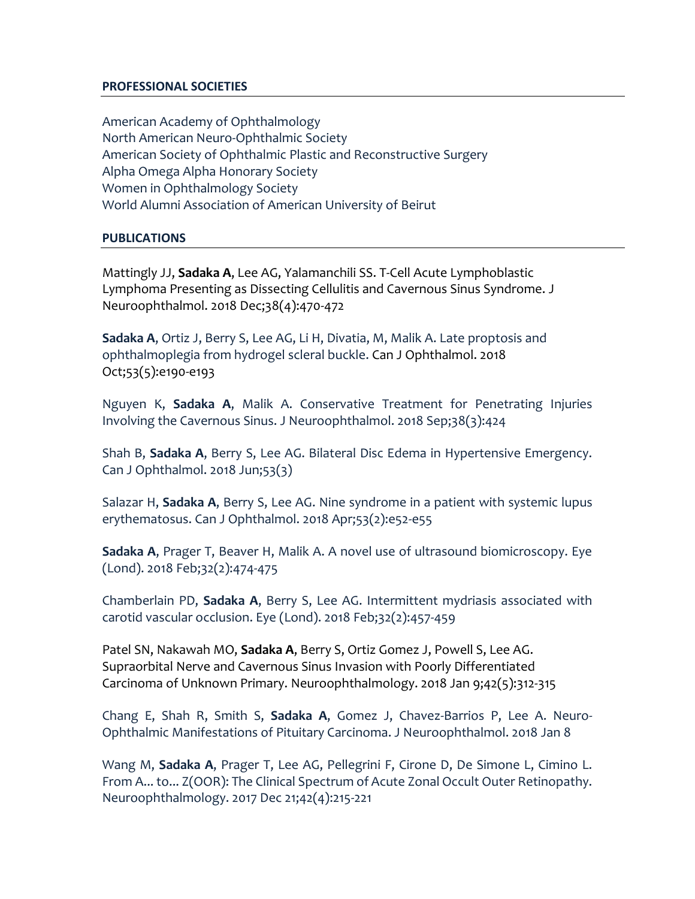## PROFESSIONAL SOCIETIES

American Academy of Ophthalmology
North American Neuro-Ophthalmic Society
American Society of Ophthalmic Plastic and Reconstructive Surgery
Alpha Omega Alpha Honorary Society
Women in Ophthalmology Society
World Alumni Association of American University of Beirut

## PUBLICATIONS

Mattingly JJ, **Sadaka A**, Lee AG, Yalamanchili SS. T-Cell Acute Lymphoblastic Lymphoma Presenting as Dissecting Cellulitis and Cavernous Sinus Syndrome. J Neuroophthalmol. 2018 Dec;38(4):470-472

**Sadaka A**, Ortiz J, Berry S, Lee AG, Li H, Divatia, M, Malik A. Late proptosis and ophthalmoplegia from hydrogel scleral buckle. Can J Ophthalmol. 2018 Oct;53(5):e190-e193

Nguyen K, **Sadaka A**, Malik A. Conservative Treatment for Penetrating Injuries Involving the Cavernous Sinus. J Neuroophthalmol. 2018 Sep;38(3):424

Shah B, **Sadaka A**, Berry S, Lee AG. Bilateral Disc Edema in Hypertensive Emergency. Can J Ophthalmol. 2018 Jun;53(3)

Salazar H, **Sadaka A**, Berry S, Lee AG. Nine syndrome in a patient with systemic lupus erythematosus. Can J Ophthalmol. 2018 Apr;53(2):e52-e55

**Sadaka A**, Prager T, Beaver H, Malik A. A novel use of ultrasound biomicroscopy. Eye (Lond). 2018 Feb;32(2):474-475

Chamberlain PD, **Sadaka A**, Berry S, Lee AG. Intermittent mydriasis associated with carotid vascular occlusion. Eye (Lond). 2018 Feb;32(2):457-459

Patel SN, Nakawah MO, **Sadaka A**, Berry S, Ortiz Gomez J, Powell S, Lee AG. Supraorbital Nerve and Cavernous Sinus Invasion with Poorly Differentiated Carcinoma of Unknown Primary. Neuroophthalmology. 2018 Jan 9;42(5):312-315

Chang E, Shah R, Smith S, **Sadaka A**, Gomez J, Chavez-Barrios P, Lee A. Neuro-Ophthalmic Manifestations of Pituitary Carcinoma. J Neuroophthalmol. 2018 Jan 8

Wang M, **Sadaka A**, Prager T, Lee AG, Pellegrini F, Cirone D, De Simone L, Cimino L. From A... to... Z(OOR): The Clinical Spectrum of Acute Zonal Occult Outer Retinopathy. Neuroophthalmology. 2017 Dec 21;42(4):215-221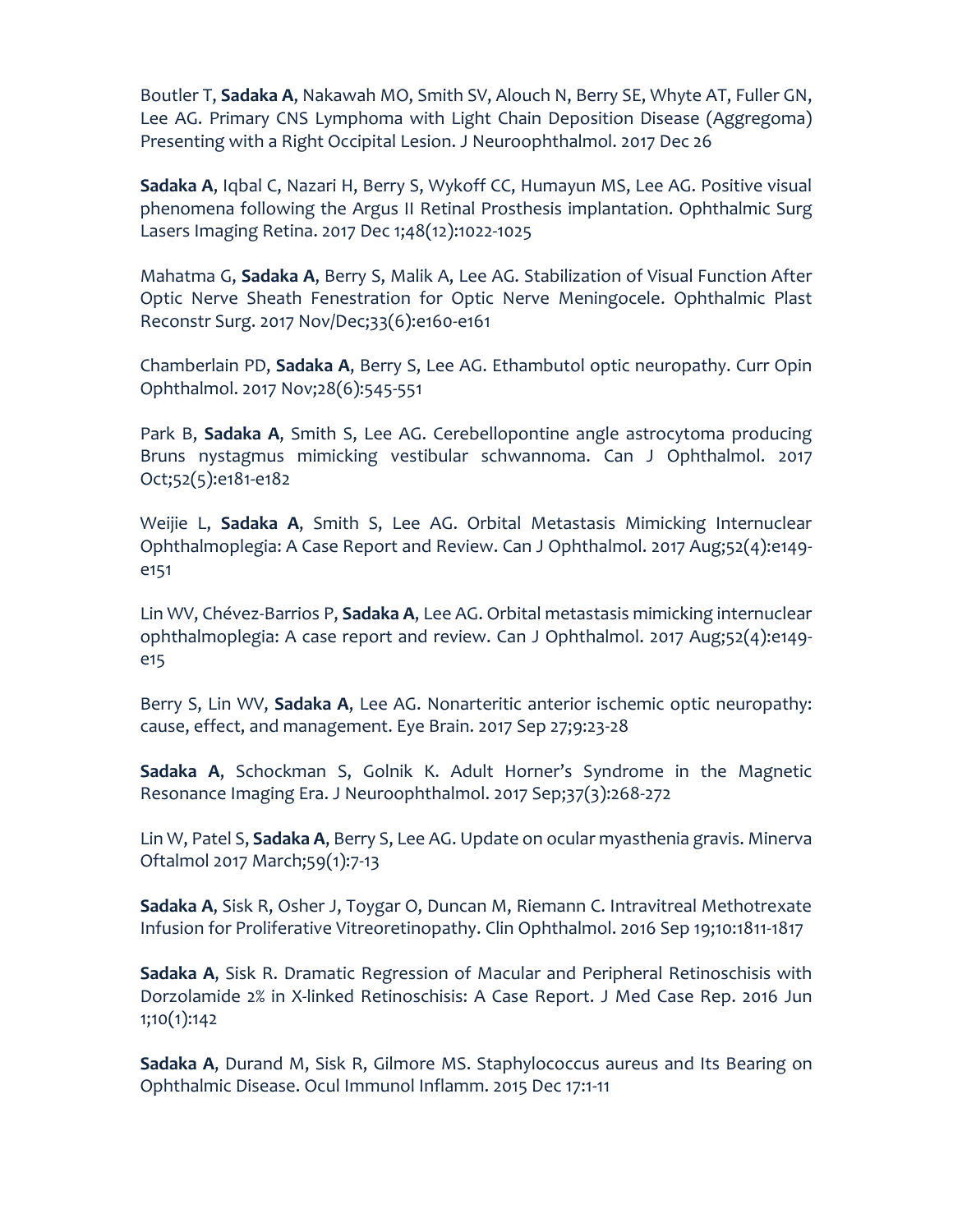Boutler T, **Sadaka A**, Nakawah MO, Smith SV, Alouch N, Berry SE, Whyte AT, Fuller GN, Lee AG. Primary CNS Lymphoma with Light Chain Deposition Disease (Aggregoma) Presenting with a Right Occipital Lesion. J Neuroophthalmol. 2017 Dec 26

**Sadaka A**, Iqbal C, Nazari H, Berry S, Wykoff CC, Humayun MS, Lee AG. Positive visual phenomena following the Argus II Retinal Prosthesis implantation. Ophthalmic Surg Lasers Imaging Retina. 2017 Dec 1;48(12):1022-1025

Mahatma G, **Sadaka A**, Berry S, Malik A, Lee AG. Stabilization of Visual Function After Optic Nerve Sheath Fenestration for Optic Nerve Meningocele. Ophthalmic Plast Reconstr Surg. 2017 Nov/Dec;33(6):e160-e161

Chamberlain PD, **Sadaka A**, Berry S, Lee AG. Ethambutol optic neuropathy. Curr Opin Ophthalmol. 2017 Nov;28(6):545-551

Park B, **Sadaka A**, Smith S, Lee AG. Cerebellopontine angle astrocytoma producing Bruns nystagmus mimicking vestibular schwannoma. Can J Ophthalmol. 2017 Oct;52(5):e181-e182

Weijie L, **Sadaka A**, Smith S, Lee AG. Orbital Metastasis Mimicking Internuclear Ophthalmoplegia: A Case Report and Review. Can J Ophthalmol. 2017 Aug;52(4):e149-e151

Lin WV, Chévez-Barrios P, **Sadaka A**, Lee AG. Orbital metastasis mimicking internuclear ophthalmoplegia: A case report and review. Can J Ophthalmol. 2017 Aug;52(4):e149-e15

Berry S, Lin WV, **Sadaka A**, Lee AG. Nonarteritic anterior ischemic optic neuropathy: cause, effect, and management. Eye Brain. 2017 Sep 27;9:23-28

**Sadaka A**, Schockman S, Golnik K. Adult Horner's Syndrome in the Magnetic Resonance Imaging Era. J Neuroophthalmol. 2017 Sep;37(3):268-272

Lin W, Patel S, **Sadaka A**, Berry S, Lee AG. Update on ocular myasthenia gravis. Minerva Oftalmol 2017 March;59(1):7-13

**Sadaka A**, Sisk R, Osher J, Toygar O, Duncan M, Riemann C. Intravitreal Methotrexate Infusion for Proliferative Vitreoretinopathy. Clin Ophthalmol. 2016 Sep 19;10:1811-1817

**Sadaka A**, Sisk R. Dramatic Regression of Macular and Peripheral Retinoschisis with Dorzolamide 2% in X-linked Retinoschisis: A Case Report. J Med Case Rep. 2016 Jun 1;10(1):142

**Sadaka A**, Durand M, Sisk R, Gilmore MS. Staphylococcus aureus and Its Bearing on Ophthalmic Disease. Ocul Immunol Inflamm. 2015 Dec 17:1-11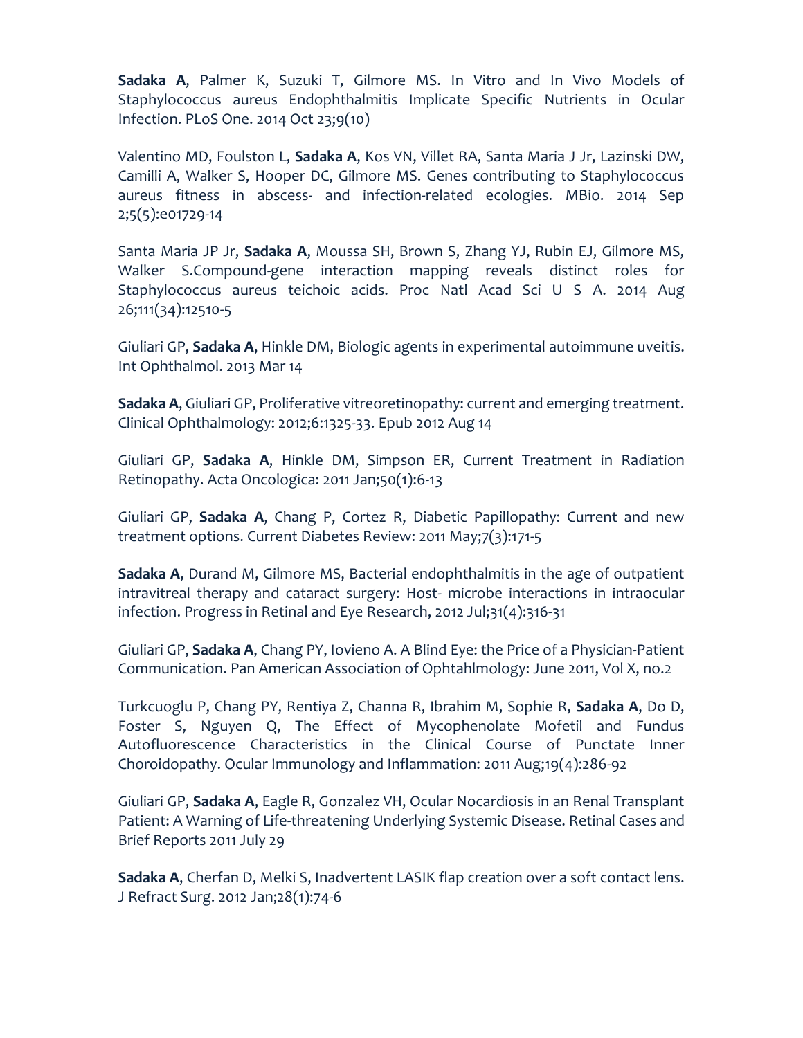**Sadaka A**, Palmer K, Suzuki T, Gilmore MS. In Vitro and In Vivo Models of Staphylococcus aureus Endophthalmitis Implicate Specific Nutrients in Ocular Infection. PLoS One. 2014 Oct 23;9(10)

Valentino MD, Foulston L, **Sadaka A**, Kos VN, Villet RA, Santa Maria J Jr, Lazinski DW, Camilli A, Walker S, Hooper DC, Gilmore MS. Genes contributing to Staphylococcus aureus fitness in abscess- and infection-related ecologies. MBio. 2014 Sep 2;5(5):e01729-14

Santa Maria JP Jr, **Sadaka A**, Moussa SH, Brown S, Zhang YJ, Rubin EJ, Gilmore MS, Walker S.Compound-gene interaction mapping reveals distinct roles for Staphylococcus aureus teichoic acids. Proc Natl Acad Sci U S A. 2014 Aug 26;111(34):12510-5

Giuliari GP, **Sadaka A**, Hinkle DM, Biologic agents in experimental autoimmune uveitis. Int Ophthalmol. 2013 Mar 14

**Sadaka A**, Giuliari GP, Proliferative vitreoretinopathy: current and emerging treatment. Clinical Ophthalmology: 2012;6:1325-33. Epub 2012 Aug 14

Giuliari GP, **Sadaka A**, Hinkle DM, Simpson ER, Current Treatment in Radiation Retinopathy. Acta Oncologica: 2011 Jan;50(1):6-13

Giuliari GP, **Sadaka A**, Chang P, Cortez R, Diabetic Papillopathy: Current and new treatment options. Current Diabetes Review: 2011 May;7(3):171-5

**Sadaka A**, Durand M, Gilmore MS, Bacterial endophthalmitis in the age of outpatient intravitreal therapy and cataract surgery: Host- microbe interactions in intraocular infection. Progress in Retinal and Eye Research, 2012 Jul;31(4):316-31

Giuliari GP, **Sadaka A**, Chang PY, Iovieno A. A Blind Eye: the Price of a Physician-Patient Communication. Pan American Association of Ophtahlmology: June 2011, Vol X, no.2

Turkcuoglu P, Chang PY, Rentiya Z, Channa R, Ibrahim M, Sophie R, **Sadaka A**, Do D, Foster S, Nguyen Q, The Effect of Mycophenolate Mofetil and Fundus Autofluorescence Characteristics in the Clinical Course of Punctate Inner Choroidopathy. Ocular Immunology and Inflammation: 2011 Aug;19(4):286-92

Giuliari GP, **Sadaka A**, Eagle R, Gonzalez VH, Ocular Nocardiosis in an Renal Transplant Patient: A Warning of Life-threatening Underlying Systemic Disease. Retinal Cases and Brief Reports 2011 July 29

**Sadaka A**, Cherfan D, Melki S, Inadvertent LASIK flap creation over a soft contact lens. J Refract Surg. 2012 Jan;28(1):74-6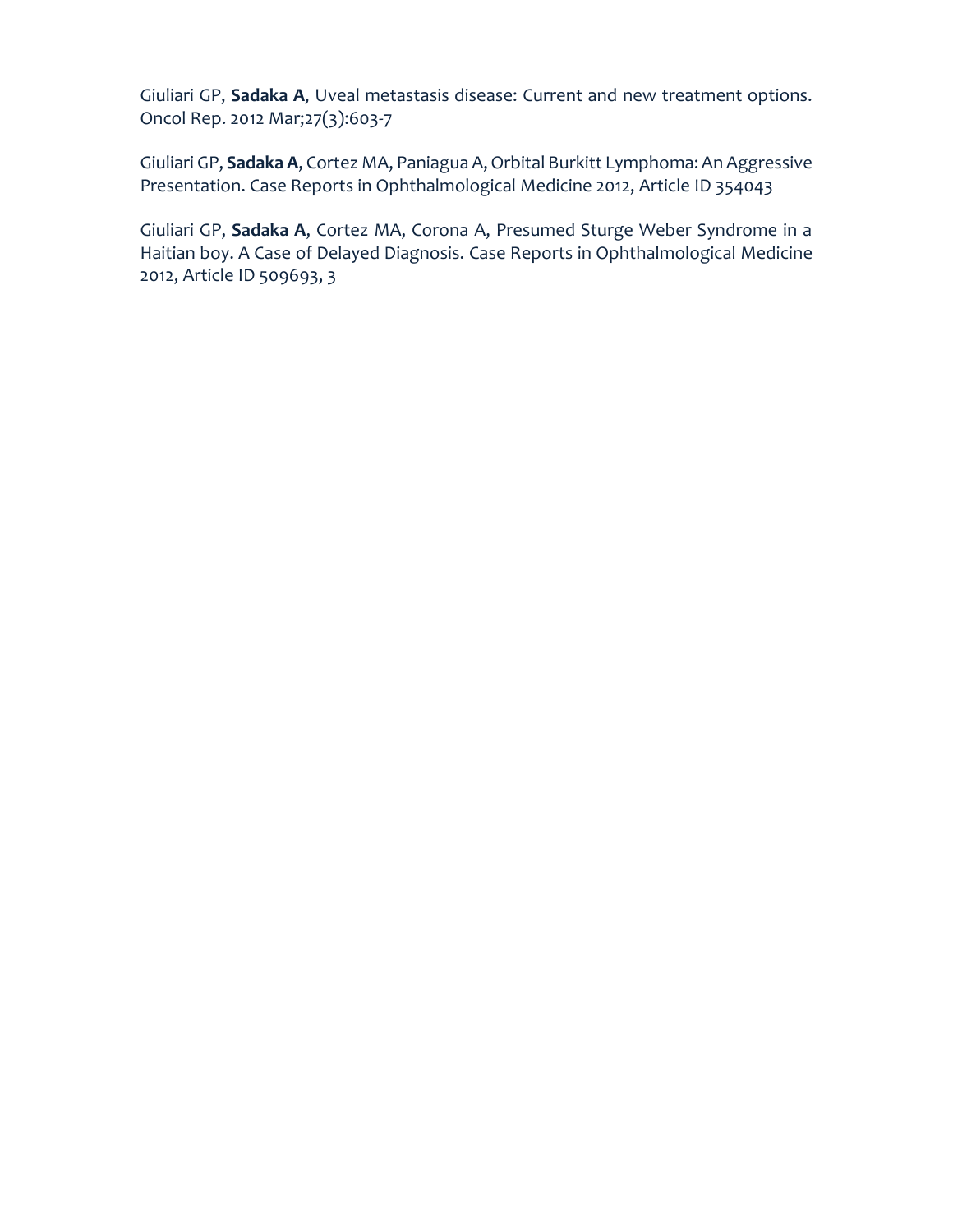Giuliari GP, **Sadaka A**, Uveal metastasis disease: Current and new treatment options. Oncol Rep. 2012 Mar;27(3):603-7

Giuliari GP, **Sadaka A**, Cortez MA, Paniagua A, Orbital Burkitt Lymphoma: An Aggressive Presentation. Case Reports in Ophthalmological Medicine 2012, Article ID 354043

Giuliari GP, **Sadaka A**, Cortez MA, Corona A, Presumed Sturge Weber Syndrome in a Haitian boy. A Case of Delayed Diagnosis. Case Reports in Ophthalmological Medicine 2012, Article ID 509693, 3